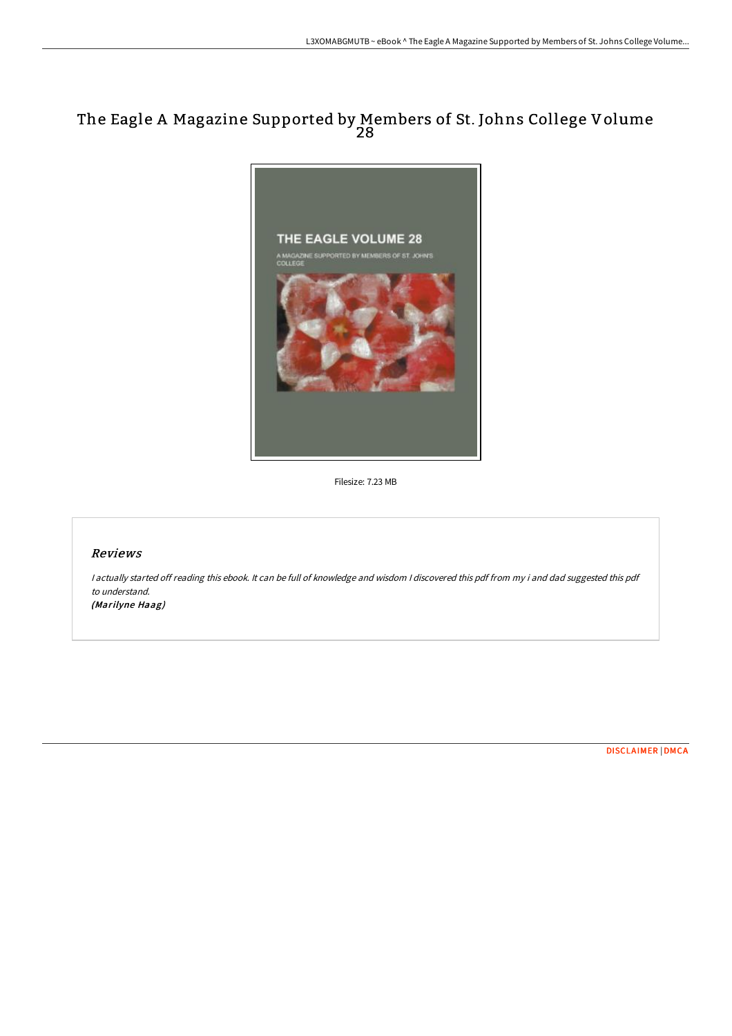# The Eagle A Magazine Supported by Members of St. Johns College Volume 28

Filesize: 7.23 MB

## *Reviews*

*I actually started off reading this ebook. It can be full of knowledge and wisdom I discovered this pdf from my i and dad suggested this pdf to understand.*
***(Marilyne Haag)***

DISCLAIMER | DMCA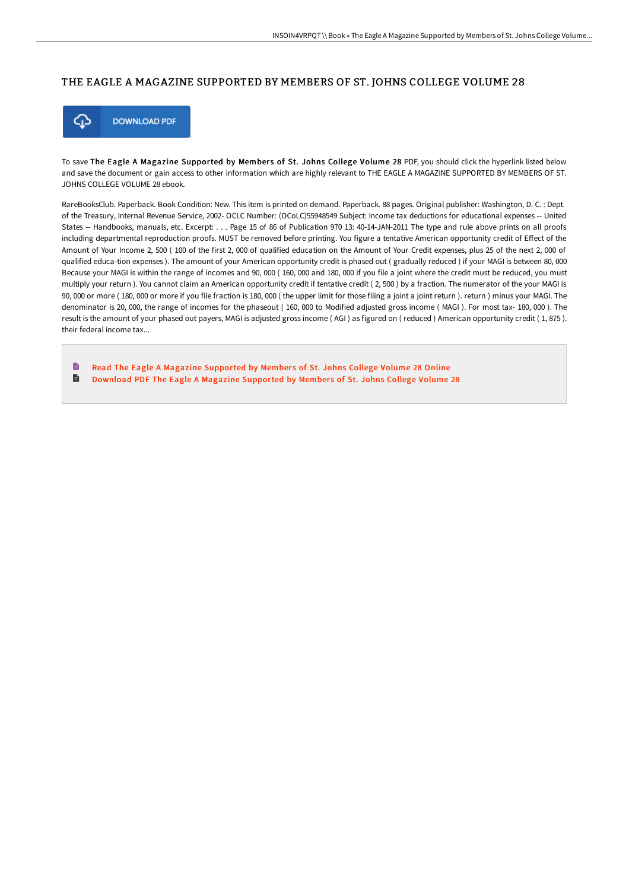# THE EAGLE A MAGAZINE SUPPORTED BY MEMBERS OF ST. JOHNS COLLEGE VOLUME 28

DOWNLOAD PDF

To save **The Eagle A Magazine Supported by Members of St. Johns College Volume 28** PDF, you should click the hyperlink listed below and save the document or gain access to other information which are highly relevant to THE EAGLE A MAGAZINE SUPPORTED BY MEMBERS OF ST. JOHNS COLLEGE VOLUME 28 ebook.

RareBooksClub. Paperback. Book Condition: New. This item is printed on demand. Paperback. 88 pages. Original publisher: Washington, D. C. : Dept. of the Treasury, Internal Revenue Service, 2002- OCLC Number: (OCoLC)55948549 Subject: Income tax deductions for educational expenses -- United States -- Handbooks, manuals, etc. Excerpt: . . . Page 15 of 86 of Publication 970 13: 40-14-JAN-2011 The type and rule above prints on all proofs including departmental reproduction proofs. MUST be removed before printing. You figure a tentative American opportunity credit of Effect of the Amount of Your Income 2, 500 ( 100 of the first 2, 000 of qualified education on the Amount of Your Credit expenses, plus 25 of the next 2, 000 of qualified educa-tion expenses ). The amount of your American opportunity credit is phased out ( gradually reduced ) if your MAGI is between 80, 000 Because your MAGI is within the range of incomes and 90, 000 ( 160, 000 and 180, 000 if you file a joint where the credit must be reduced, you must multiply your return ). You cannot claim an American opportunity credit if tentative credit ( 2, 500 ) by a fraction. The numerator of the your MAGI is 90, 000 or more ( 180, 000 or more if you file fraction is 180, 000 ( the upper limit for those filing a joint a joint return ). return ) minus your MAGI. The denominator is 20, 000, the range of incomes for the phaseout ( 160, 000 to Modified adjusted gross income ( MAGI ). For most tax- 180, 000 ). The result is the amount of your phased out payers, MAGI is adjusted gross income ( AGI ) as figured on ( reduced ) American opportunity credit ( 1, 875 ). their federal income tax...

- Read The Eagle A Magazine Supported by Members of St. Johns College Volume 28 Online
- Download PDF The Eagle A Magazine Supported by Members of St. Johns College Volume 28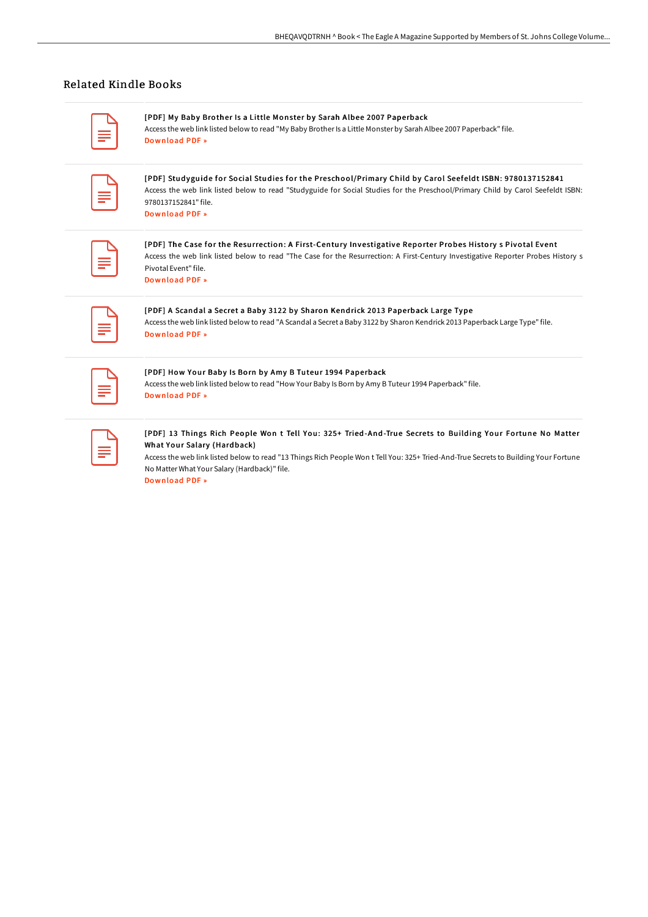## Related Kindle Books

**[PDF] My Baby Brother Is a Little Monster by Sarah Albee 2007 Paperback**
Access the web link listed below to read "My Baby Brother Is a Little Monster by Sarah Albee 2007 Paperback" file.
Download PDF »

**[PDF] Studyguide for Social Studies for the Preschool/Primary Child by Carol Seefeldt ISBN: 9780137152841**
Access the web link listed below to read "Studyguide for Social Studies for the Preschool/Primary Child by Carol Seefeldt ISBN: 9780137152841" file.
Download PDF »

**[PDF] The Case for the Resurrection: A First-Century Investigative Reporter Probes History s Pivotal Event**
Access the web link listed below to read "The Case for the Resurrection: A First-Century Investigative Reporter Probes History s Pivotal Event" file.
Download PDF »

**[PDF] A Scandal a Secret a Baby 3122 by Sharon Kendrick 2013 Paperback Large Type**
Access the web link listed below to read "A Scandal a Secret a Baby 3122 by Sharon Kendrick 2013 Paperback Large Type" file.
Download PDF »

**[PDF] How Your Baby Is Born by Amy B Tuteur 1994 Paperback**
Access the web link listed below to read "How Your Baby Is Born by Amy B Tuteur 1994 Paperback" file.
Download PDF »

**[PDF] 13 Things Rich People Won t Tell You: 325+ Tried-And-True Secrets to Building Your Fortune No Matter What Your Salary (Hardback)**
Access the web link listed below to read "13 Things Rich People Won t Tell You: 325+ Tried-And-True Secrets to Building Your Fortune No Matter What Your Salary (Hardback)" file.
Download PDF »